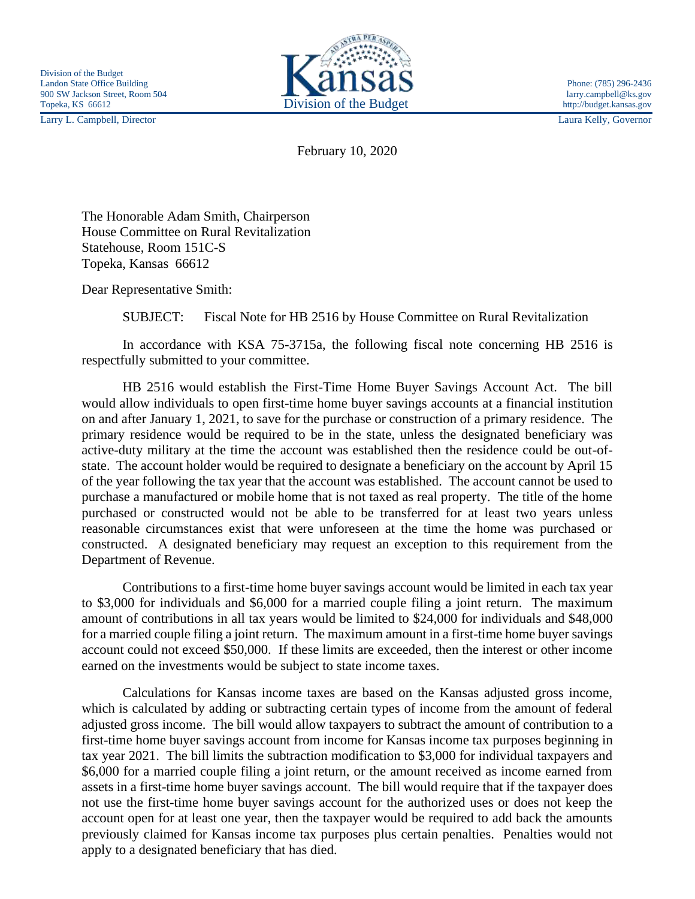Division of the Budget
Landon State Office Building
900 SW Jackson Street, Room 504
Topeka, KS 66612

Kansas
Division of the Budget

Phone: (785) 296-2436
larry.campbell@ks.gov
http://budget.kansas.gov

Larry L. Campbell, Director

Laura Kelly, Governor

February 10, 2020

The Honorable Adam Smith, Chairperson
House Committee on Rural Revitalization
Statehouse, Room 151C-S
Topeka, Kansas 66612

Dear Representative Smith:

SUBJECT: Fiscal Note for HB 2516 by House Committee on Rural Revitalization

In accordance with KSA 75-3715a, the following fiscal note concerning HB 2516 is respectfully submitted to your committee.

HB 2516 would establish the First-Time Home Buyer Savings Account Act. The bill would allow individuals to open first-time home buyer savings accounts at a financial institution on and after January 1, 2021, to save for the purchase or construction of a primary residence. The primary residence would be required to be in the state, unless the designated beneficiary was active-duty military at the time the account was established then the residence could be out-of-state. The account holder would be required to designate a beneficiary on the account by April 15 of the year following the tax year that the account was established. The account cannot be used to purchase a manufactured or mobile home that is not taxed as real property. The title of the home purchased or constructed would not be able to be transferred for at least two years unless reasonable circumstances exist that were unforeseen at the time the home was purchased or constructed. A designated beneficiary may request an exception to this requirement from the Department of Revenue.

Contributions to a first-time home buyer savings account would be limited in each tax year to $3,000 for individuals and $6,000 for a married couple filing a joint return. The maximum amount of contributions in all tax years would be limited to $24,000 for individuals and $48,000 for a married couple filing a joint return. The maximum amount in a first-time home buyer savings account could not exceed $50,000. If these limits are exceeded, then the interest or other income earned on the investments would be subject to state income taxes.

Calculations for Kansas income taxes are based on the Kansas adjusted gross income, which is calculated by adding or subtracting certain types of income from the amount of federal adjusted gross income. The bill would allow taxpayers to subtract the amount of contribution to a first-time home buyer savings account from income for Kansas income tax purposes beginning in tax year 2021. The bill limits the subtraction modification to $3,000 for individual taxpayers and $6,000 for a married couple filing a joint return, or the amount received as income earned from assets in a first-time home buyer savings account. The bill would require that if the taxpayer does not use the first-time home buyer savings account for the authorized uses or does not keep the account open for at least one year, then the taxpayer would be required to add back the amounts previously claimed for Kansas income tax purposes plus certain penalties. Penalties would not apply to a designated beneficiary that has died.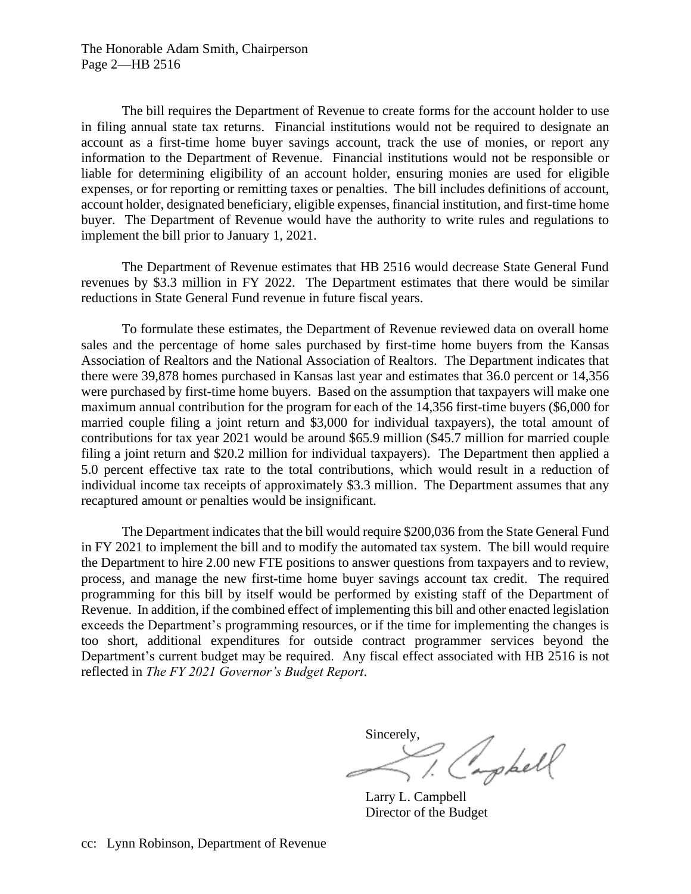The bill requires the Department of Revenue to create forms for the account holder to use in filing annual state tax returns. Financial institutions would not be required to designate an account as a first-time home buyer savings account, track the use of monies, or report any information to the Department of Revenue. Financial institutions would not be responsible or liable for determining eligibility of an account holder, ensuring monies are used for eligible expenses, or for reporting or remitting taxes or penalties. The bill includes definitions of account, account holder, designated beneficiary, eligible expenses, financial institution, and first-time home buyer. The Department of Revenue would have the authority to write rules and regulations to implement the bill prior to January 1, 2021.

The Department of Revenue estimates that HB 2516 would decrease State General Fund revenues by $3.3 million in FY 2022. The Department estimates that there would be similar reductions in State General Fund revenue in future fiscal years.

To formulate these estimates, the Department of Revenue reviewed data on overall home sales and the percentage of home sales purchased by first-time home buyers from the Kansas Association of Realtors and the National Association of Realtors. The Department indicates that there were 39,878 homes purchased in Kansas last year and estimates that 36.0 percent or 14,356 were purchased by first-time home buyers. Based on the assumption that taxpayers will make one maximum annual contribution for the program for each of the 14,356 first-time buyers ($6,000 for married couple filing a joint return and $3,000 for individual taxpayers), the total amount of contributions for tax year 2021 would be around $65.9 million ($45.7 million for married couple filing a joint return and $20.2 million for individual taxpayers). The Department then applied a 5.0 percent effective tax rate to the total contributions, which would result in a reduction of individual income tax receipts of approximately $3.3 million. The Department assumes that any recaptured amount or penalties would be insignificant.

The Department indicates that the bill would require $200,036 from the State General Fund in FY 2021 to implement the bill and to modify the automated tax system. The bill would require the Department to hire 2.00 new FTE positions to answer questions from taxpayers and to review, process, and manage the new first-time home buyer savings account tax credit. The required programming for this bill by itself would be performed by existing staff of the Department of Revenue. In addition, if the combined effect of implementing this bill and other enacted legislation exceeds the Department's programming resources, or if the time for implementing the changes is too short, additional expenditures for outside contract programmer services beyond the Department's current budget may be required. Any fiscal effect associated with HB 2516 is not reflected in *The FY 2021 Governor's Budget Report*.

Sincerely,

Larry L. Campbell
Director of the Budget

cc: Lynn Robinson, Department of Revenue